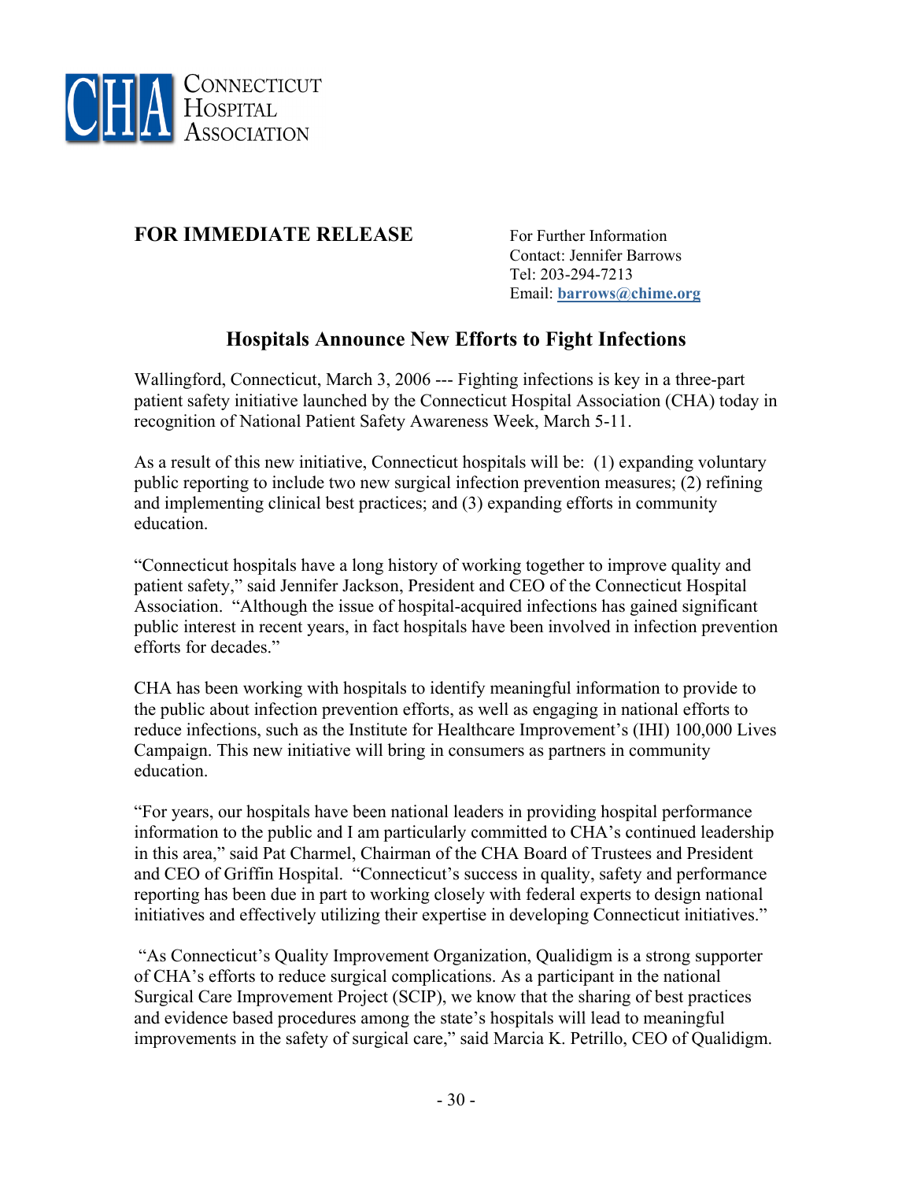CONNECTICUT HOSPITAL ASSOCIATION

**FOR IMMEDIATE RELEASE**

For Further Information
Contact: Jennifer Barrows
Tel: 203-294-7213
Email: **barrows@chime.org**

## Hospitals Announce New Efforts to Fight Infections

Wallingford, Connecticut, March 3, 2006 --- Fighting infections is key in a three-part patient safety initiative launched by the Connecticut Hospital Association (CHA) today in recognition of National Patient Safety Awareness Week, March 5-11.

As a result of this new initiative, Connecticut hospitals will be: (1) expanding voluntary public reporting to include two new surgical infection prevention measures; (2) refining and implementing clinical best practices; and (3) expanding efforts in community education.

"Connecticut hospitals have a long history of working together to improve quality and patient safety," said Jennifer Jackson, President and CEO of the Connecticut Hospital Association. "Although the issue of hospital-acquired infections has gained significant public interest in recent years, in fact hospitals have been involved in infection prevention efforts for decades."

CHA has been working with hospitals to identify meaningful information to provide to the public about infection prevention efforts, as well as engaging in national efforts to reduce infections, such as the Institute for Healthcare Improvement's (IHI) 100,000 Lives Campaign. This new initiative will bring in consumers as partners in community education.

"For years, our hospitals have been national leaders in providing hospital performance information to the public and I am particularly committed to CHA's continued leadership in this area," said Pat Charmel, Chairman of the CHA Board of Trustees and President and CEO of Griffin Hospital. "Connecticut's success in quality, safety and performance reporting has been due in part to working closely with federal experts to design national initiatives and effectively utilizing their expertise in developing Connecticut initiatives."

"As Connecticut's Quality Improvement Organization, Qualidigm is a strong supporter of CHA's efforts to reduce surgical complications. As a participant in the national Surgical Care Improvement Project (SCIP), we know that the sharing of best practices and evidence based procedures among the state's hospitals will lead to meaningful improvements in the safety of surgical care," said Marcia K. Petrillo, CEO of Qualidigm.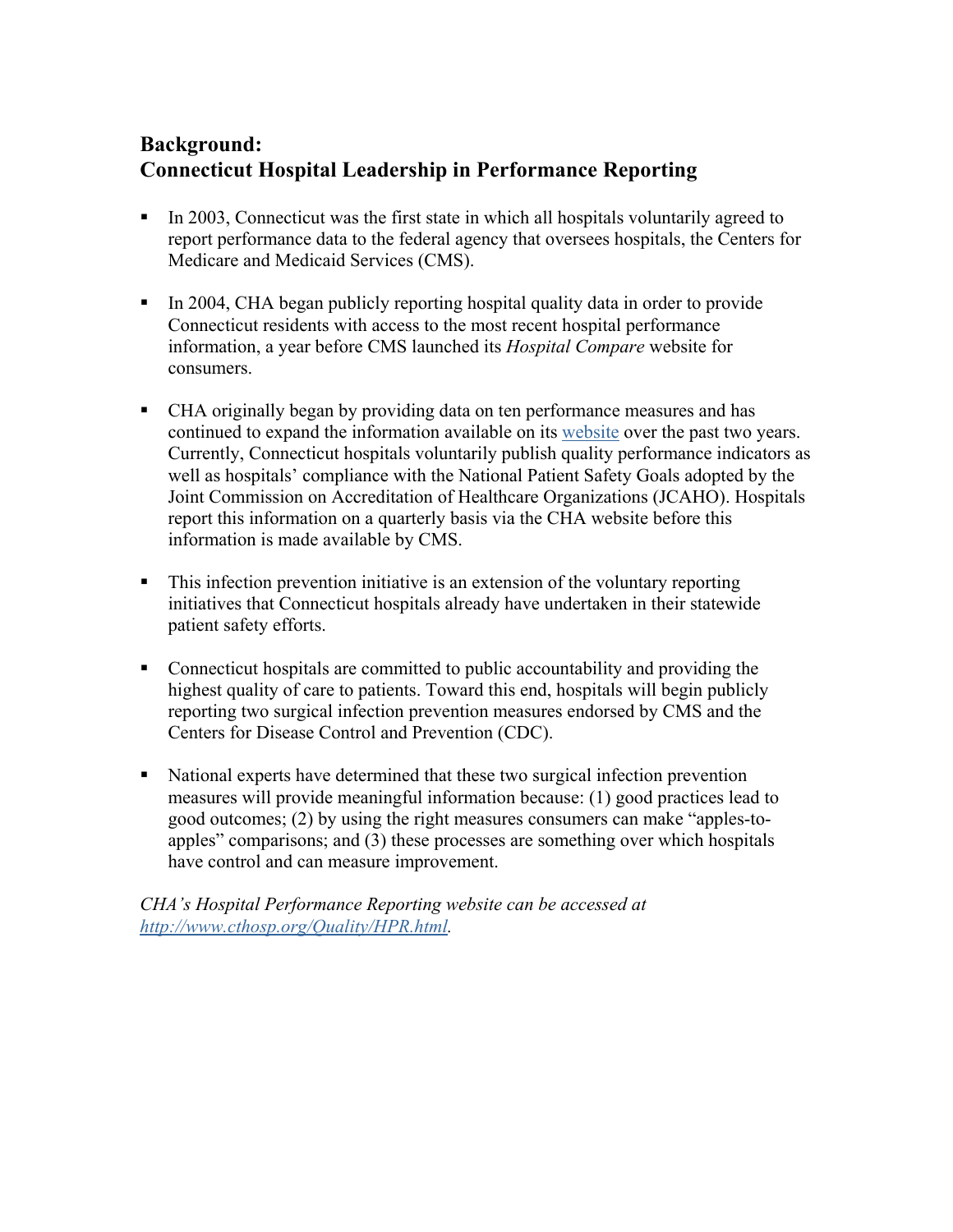## Background: Connecticut Hospital Leadership in Performance Reporting

- In 2003, Connecticut was the first state in which all hospitals voluntarily agreed to report performance data to the federal agency that oversees hospitals, the Centers for Medicare and Medicaid Services (CMS).

- In 2004, CHA began publicly reporting hospital quality data in order to provide Connecticut residents with access to the most recent hospital performance information, a year before CMS launched its *Hospital Compare* website for consumers.

- CHA originally began by providing data on ten performance measures and has continued to expand the information available on its website over the past two years. Currently, Connecticut hospitals voluntarily publish quality performance indicators as well as hospitals' compliance with the National Patient Safety Goals adopted by the Joint Commission on Accreditation of Healthcare Organizations (JCAHO). Hospitals report this information on a quarterly basis via the CHA website before this information is made available by CMS.

- This infection prevention initiative is an extension of the voluntary reporting initiatives that Connecticut hospitals already have undertaken in their statewide patient safety efforts.

- Connecticut hospitals are committed to public accountability and providing the highest quality of care to patients. Toward this end, hospitals will begin publicly reporting two surgical infection prevention measures endorsed by CMS and the Centers for Disease Control and Prevention (CDC).

- National experts have determined that these two surgical infection prevention measures will provide meaningful information because: (1) good practices lead to good outcomes; (2) by using the right measures consumers can make "apples-to-apples" comparisons; and (3) these processes are something over which hospitals have control and can measure improvement.

*CHA's Hospital Performance Reporting website can be accessed at http://www.cthosp.org/Quality/HPR.html.*